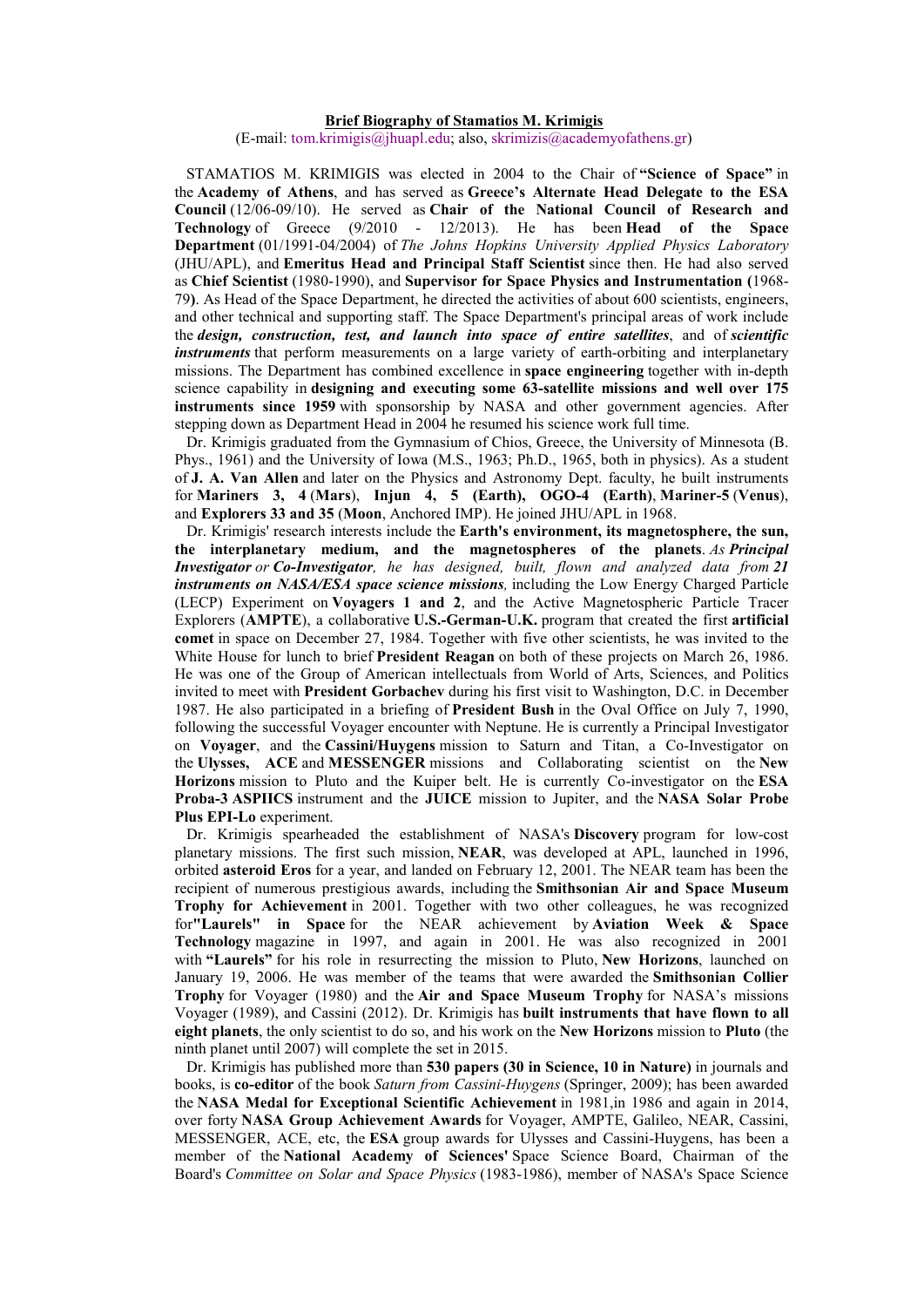**Brief Biography of Stamatios M. Krimigis**

(E-mail: tom.krimigis@jhuapl.edu; also, skrimizis@academyofathens.gr)

STAMATIOS M. KRIMIGIS was elected in 2004 to the Chair of **"Science of Space"** in the **Academy of Athens**, and has served as **Greece's Alternate Head Delegate to the ESA Council** (12/06-09/10). He served as **Chair of the National Council of Research and Technology** of Greece (9/2010 - 12/2013). He has been **Head of the Space Department** (01/1991-04/2004) of *The Johns Hopkins University Applied Physics Laboratory* (JHU/APL), and **Emeritus Head and Principal Staff Scientist** since then. He had also served as **Chief Scientist** (1980-1990), and **Supervisor for Space Physics and Instrumentation (**1968-79**)**. As Head of the Space Department, he directed the activities of about 600 scientists, engineers, and other technical and supporting staff. The Space Department's principal areas of work include the ***design, construction, test, and launch into space of entire satellites***, and of ***scientific instruments*** that perform measurements on a large variety of earth-orbiting and interplanetary missions. The Department has combined excellence in **space engineering** together with in-depth science capability in **designing and executing some 63-satellite missions and well over 175 instruments since 1959** with sponsorship by NASA and other government agencies. After stepping down as Department Head in 2004 he resumed his science work full time.

Dr. Krimigis graduated from the Gymnasium of Chios, Greece, the University of Minnesota (B. Phys., 1961) and the University of Iowa (M.S., 1963; Ph.D., 1965, both in physics). As a student of **J. A. Van Allen** and later on the Physics and Astronomy Dept. faculty, he built instruments for **Mariners 3, 4** (**Mars**), **Injun 4, 5 (Earth), OGO-4 (Earth)**, **Mariner-5** (**Venus**), and **Explorers 33 and 35** (**Moon**, Anchored IMP). He joined JHU/APL in 1968.

Dr. Krimigis' research interests include the **Earth's environment, its magnetosphere, the sun, the interplanetary medium, and the magnetospheres of the planets**. *As* ***Principal Investigator*** *or* ***Co-Investigator****, he has designed, built, flown and analyzed data from* ***21 instruments on NASA/ESA space science missions****,* including the Low Energy Charged Particle (LECP) Experiment on **Voyagers 1 and 2**, and the Active Magnetospheric Particle Tracer Explorers (**AMPTE**), a collaborative **U.S.-German-U.K.** program that created the first **artificial comet** in space on December 27, 1984. Together with five other scientists, he was invited to the White House for lunch to brief **President Reagan** on both of these projects on March 26, 1986. He was one of the Group of American intellectuals from World of Arts, Sciences, and Politics invited to meet with **President Gorbachev** during his first visit to Washington, D.C. in December 1987. He also participated in a briefing of **President Bush** in the Oval Office on July 7, 1990, following the successful Voyager encounter with Neptune. He is currently a Principal Investigator on **Voyager**, and the **Cassini/Huygens** mission to Saturn and Titan, a Co-Investigator on the **Ulysses, ACE** and **MESSENGER** missions and Collaborating scientist on the **New Horizons** mission to Pluto and the Kuiper belt. He is currently Co-investigator on the **ESA Proba-3 ASPIICS** instrument and the **JUICE** mission to Jupiter, and the **NASA Solar Probe Plus EPI-Lo** experiment.

Dr. Krimigis spearheaded the establishment of NASA's **Discovery** program for low-cost planetary missions. The first such mission, **NEAR**, was developed at APL, launched in 1996, orbited **asteroid Eros** for a year, and landed on February 12, 2001. The NEAR team has been the recipient of numerous prestigious awards, including the **Smithsonian Air and Space Museum Trophy for Achievement** in 2001. Together with two other colleagues, he was recognized for **"Laurels" in Space** for the NEAR achievement by **Aviation Week & Space Technology** magazine in 1997, and again in 2001. He was also recognized in 2001 with **"Laurels"** for his role in resurrecting the mission to Pluto, **New Horizons**, launched on January 19, 2006. He was member of the teams that were awarded the **Smithsonian Collier Trophy** for Voyager (1980) and the **Air and Space Museum Trophy** for NASA's missions Voyager (1989), and Cassini (2012). Dr. Krimigis has **built instruments that have flown to all eight planets**, the only scientist to do so, and his work on the **New Horizons** mission to **Pluto** (the ninth planet until 2007) will complete the set in 2015.

Dr. Krimigis has published more than **530 papers (30 in Science, 10 in Nature)** in journals and books, is **co-editor** of the book *Saturn from Cassini-Huygens* (Springer, 2009); has been awarded the **NASA Medal for Exceptional Scientific Achievement** in 1981,in 1986 and again in 2014, over forty **NASA Group Achievement Awards** for Voyager, AMPTE, Galileo, NEAR, Cassini, MESSENGER, ACE, etc, the **ESA** group awards for Ulysses and Cassini-Huygens, has been a member of the **National Academy of Sciences'** Space Science Board, Chairman of the Board's *Committee on Solar and Space Physics* (1983-1986), member of NASA's Space Science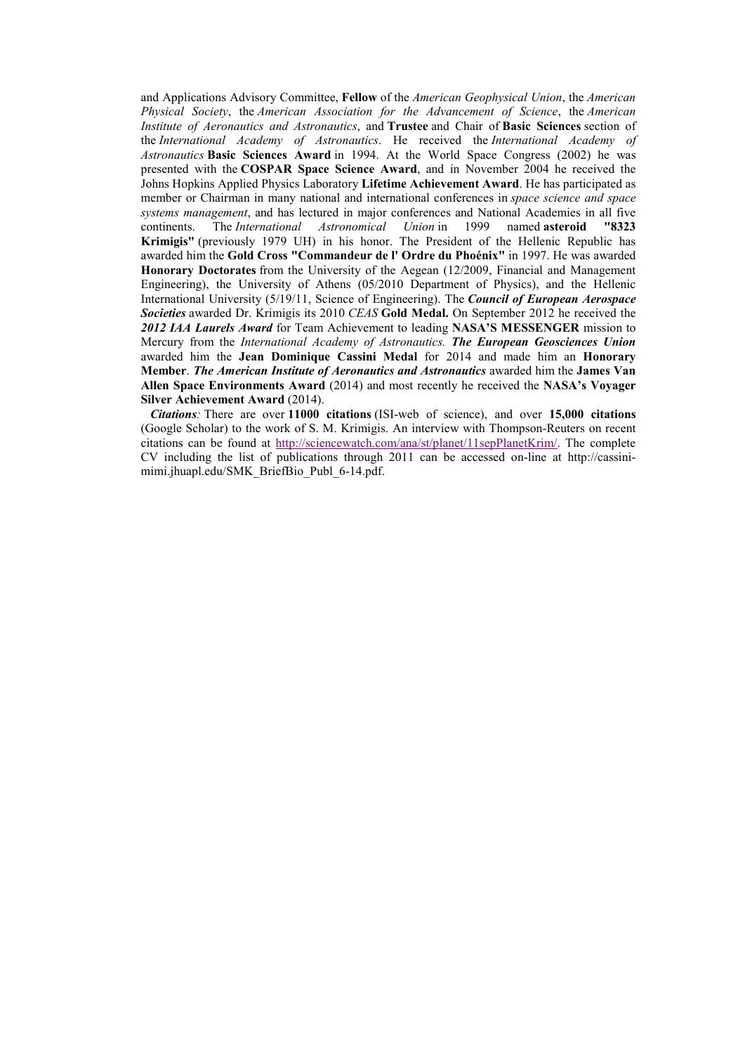and Applications Advisory Committee, **Fellow** of the *American Geophysical Union*, the *American Physical Society*, the *American Association for the Advancement of Science*, the *American Institute of Aeronautics and Astronautics*, and **Trustee** and Chair of **Basic Sciences** section of the *International Academy of Astronautics*. He received the *International Academy of Astronautics* **Basic Sciences Award** in 1994. At the World Space Congress (2002) he was presented with the **COSPAR Space Science Award**, and in November 2004 he received the Johns Hopkins Applied Physics Laboratory **Lifetime Achievement Award**. He has participated as member or Chairman in many national and international conferences in *space science and space systems management*, and has lectured in major conferences and National Academies in all five continents. The *International Astronomical Union* in 1999 named **asteroid "8323 Krimigis"** (previously 1979 UH) in his honor. The President of the Hellenic Republic has awarded him the **Gold Cross "Commandeur de l' Ordre du Phoénix"** in 1997. He was awarded **Honorary Doctorates** from the University of the Aegean (12/2009, Financial and Management Engineering), the University of Athens (05/2010 Department of Physics), and the Hellenic International University (5/19/11, Science of Engineering). The ***Council of European Aerospace Societies*** awarded Dr. Krimigis its 2010 *CEAS* **Gold Medal.** On September 2012 he received the ***2012 IAA Laurels Award*** for Team Achievement to leading **NASA'S MESSENGER** mission to Mercury from the *International Academy of Astronautics.* ***The European Geosciences Union*** awarded him the **Jean Dominique Cassini Medal** for 2014 and made him an **Honorary Member**. ***The American Institute of Aeronautics and Astronautics*** awarded him the **James Van Allen Space Environments Award** (2014) and most recently he received the **NASA's Voyager Silver Achievement Award** (2014).

***Citations**:* There are over **11000 citations** (ISI-web of science), and over **15,000 citations** (Google Scholar) to the work of S. M. Krimigis. An interview with Thompson-Reuters on recent citations can be found at http://sciencewatch.com/ana/st/planet/11sepPlanetKrim/. The complete CV including the list of publications through 2011 can be accessed on-line at http://cassini-mimi.jhuapl.edu/SMK_BriefBio_Publ_6-14.pdf.